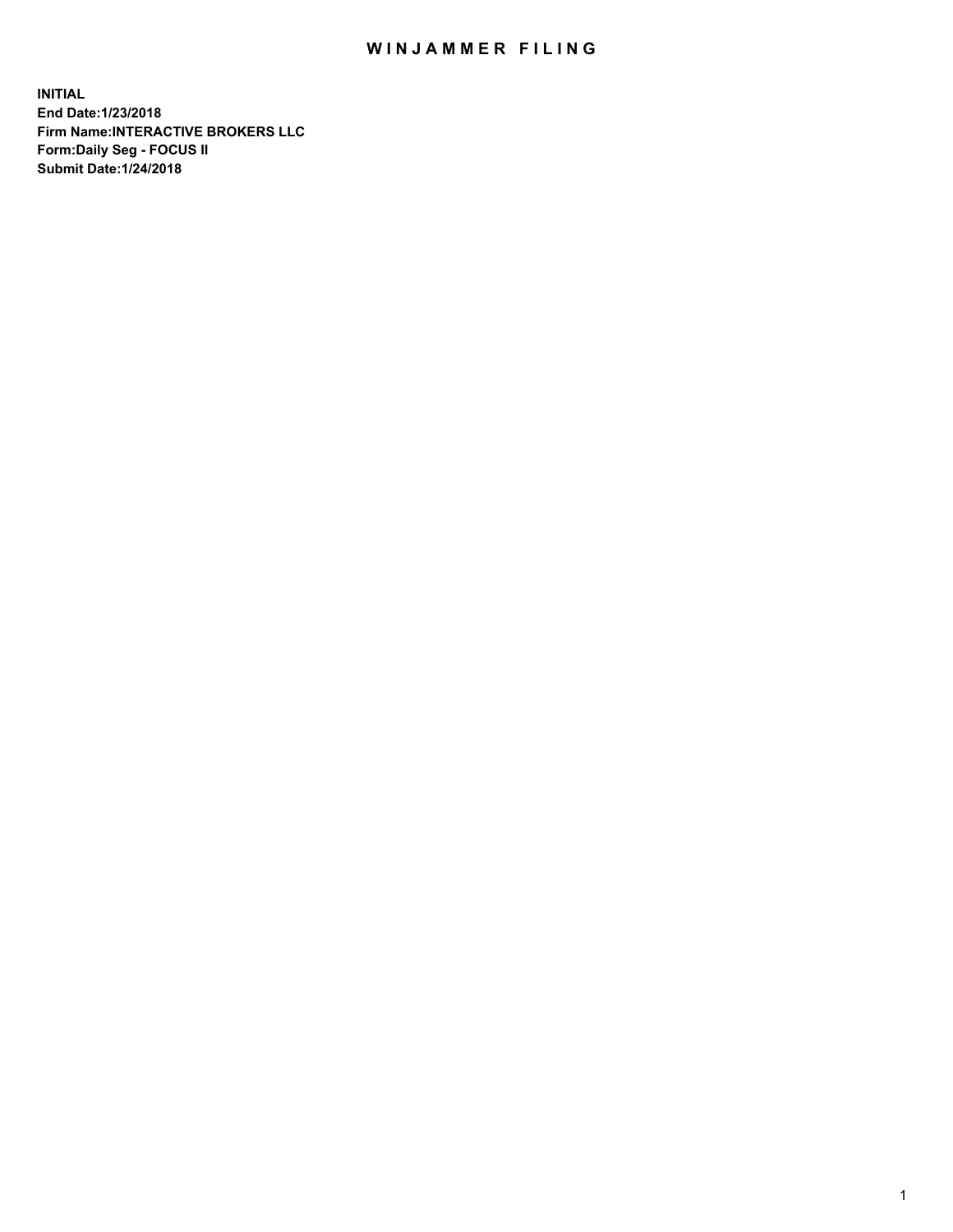# WINJAMMER FILING

**INITIAL**
**End Date:1/23/2018**
**Firm Name:INTERACTIVE BROKERS LLC**
**Form:Daily Seg - FOCUS II**
**Submit Date:1/24/2018**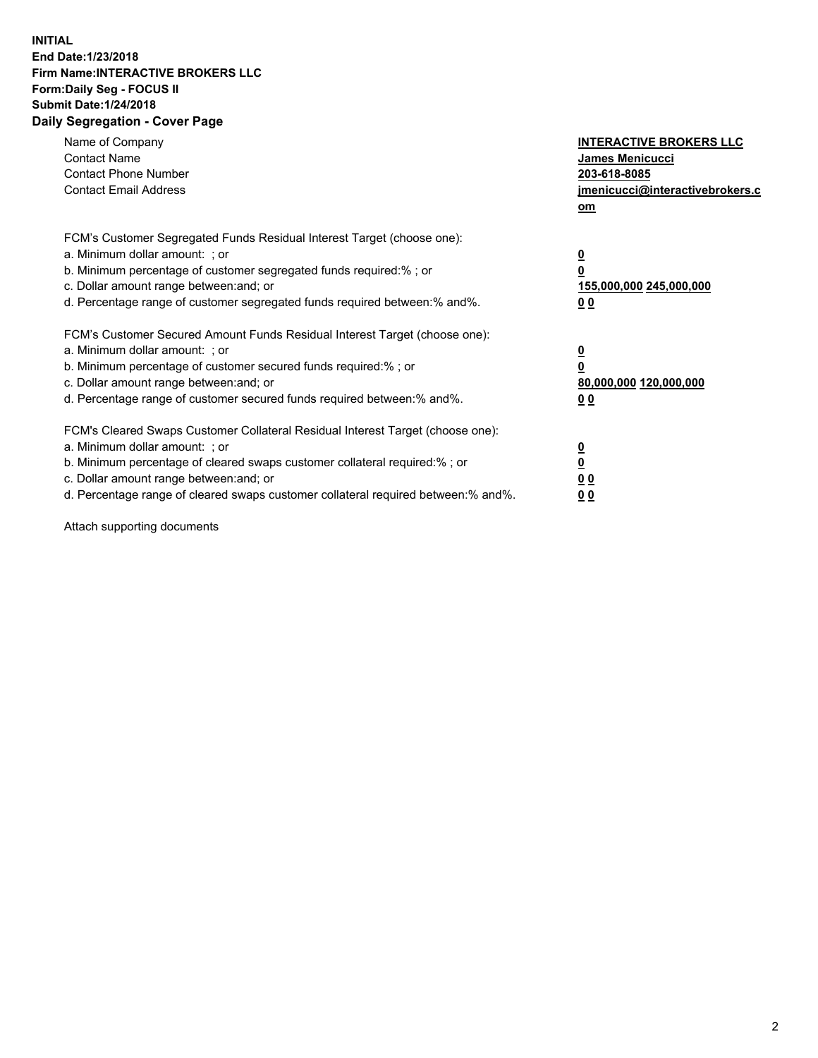**INITIAL**
**End Date:1/23/2018**
**Firm Name:INTERACTIVE BROKERS LLC**
**Form:Daily Seg - FOCUS II**
**Submit Date:1/24/2018**
**Daily Segregation - Cover Page**

| | |
|---|---|
| Name of Company | **INTERACTIVE BROKERS LLC** |
| Contact Name | **James Menicucci** |
| Contact Phone Number | **203-618-8085** |
| Contact Email Address | **jmenicucci@interactivebrokers.com** |

FCM's Customer Segregated Funds Residual Interest Target (choose one):

| | |
|---|---|
| a. Minimum dollar amount: ; or | **0** |
| b. Minimum percentage of customer segregated funds required:% ; or | **0** |
| c. Dollar amount range between:and; or | **155,000,000 245,000,000** |
| d. Percentage range of customer segregated funds required between:% and%. | **0 0** |

FCM's Customer Secured Amount Funds Residual Interest Target (choose one):

| | |
|---|---|
| a. Minimum dollar amount: ; or | **0** |
| b. Minimum percentage of customer secured funds required:% ; or | **0** |
| c. Dollar amount range between:and; or | **80,000,000 120,000,000** |
| d. Percentage range of customer secured funds required between:% and%. | **0 0** |

FCM's Cleared Swaps Customer Collateral Residual Interest Target (choose one):

| | |
|---|---|
| a. Minimum dollar amount: ; or | **0** |
| b. Minimum percentage of cleared swaps customer collateral required:% ; or | **0** |
| c. Dollar amount range between:and; or | **0 0** |
| d. Percentage range of cleared swaps customer collateral required between:% and%. | **0 0** |

Attach supporting documents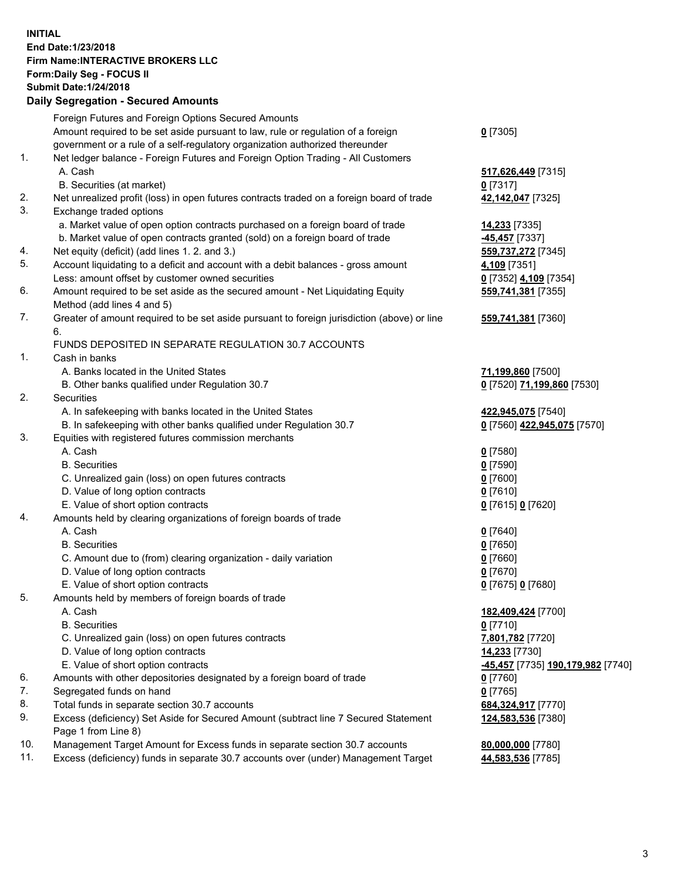**INITIAL**
**End Date:1/23/2018**
**Firm Name:INTERACTIVE BROKERS LLC**
**Form:Daily Seg - FOCUS II**
**Submit Date:1/24/2018**
**Daily Segregation - Secured Amounts**

| | | |
|---|---|---|
| | Foreign Futures and Foreign Options Secured Amounts | |
| | Amount required to be set aside pursuant to law, rule or regulation of a foreign government or a rule of a self-regulatory organization authorized thereunder | **0** [7305] |
| 1. | Net ledger balance - Foreign Futures and Foreign Option Trading - All Customers | |
| | A. Cash | **517,626,449** [7315] |
| | B. Securities (at market) | **0** [7317] |
| 2. | Net unrealized profit (loss) in open futures contracts traded on a foreign board of trade | **42,142,047** [7325] |
| 3. | Exchange traded options | |
| | a. Market value of open option contracts purchased on a foreign board of trade | **14,233** [7335] |
| | b. Market value of open contracts granted (sold) on a foreign board of trade | **-45,457** [7337] |
| 4. | Net equity (deficit) (add lines 1. 2. and 3.) | **559,737,272** [7345] |
| 5. | Account liquidating to a deficit and account with a debit balances - gross amount | **4,109** [7351] |
| | Less: amount offset by customer owned securities | **0** [7352] **4,109** [7354] |
| 6. | Amount required to be set aside as the secured amount - Net Liquidating Equity Method (add lines 4 and 5) | **559,741,381** [7355] |
| 7. | Greater of amount required to be set aside pursuant to foreign jurisdiction (above) or line 6. | **559,741,381** [7360] |
| | FUNDS DEPOSITED IN SEPARATE REGULATION 30.7 ACCOUNTS | |
| 1. | Cash in banks | |
| | A. Banks located in the United States | **71,199,860** [7500] |
| | B. Other banks qualified under Regulation 30.7 | **0** [7520] **71,199,860** [7530] |
| 2. | Securities | |
| | A. In safekeeping with banks located in the United States | **422,945,075** [7540] |
| | B. In safekeeping with other banks qualified under Regulation 30.7 | **0** [7560] **422,945,075** [7570] |
| 3. | Equities with registered futures commission merchants | |
| | A. Cash | **0** [7580] |
| | B. Securities | **0** [7590] |
| | C. Unrealized gain (loss) on open futures contracts | **0** [7600] |
| | D. Value of long option contracts | **0** [7610] |
| | E. Value of short option contracts | **0** [7615] **0** [7620] |
| 4. | Amounts held by clearing organizations of foreign boards of trade | |
| | A. Cash | **0** [7640] |
| | B. Securities | **0** [7650] |
| | C. Amount due to (from) clearing organization - daily variation | **0** [7660] |
| | D. Value of long option contracts | **0** [7670] |
| | E. Value of short option contracts | **0** [7675] **0** [7680] |
| 5. | Amounts held by members of foreign boards of trade | |
| | A. Cash | **182,409,424** [7700] |
| | B. Securities | **0** [7710] |
| | C. Unrealized gain (loss) on open futures contracts | **7,801,782** [7720] |
| | D. Value of long option contracts | **14,233** [7730] |
| | E. Value of short option contracts | **-45,457** [7735] **190,179,982** [7740] |
| 6. | Amounts with other depositories designated by a foreign board of trade | **0** [7760] |
| 7. | Segregated funds on hand | **0** [7765] |
| 8. | Total funds in separate section 30.7 accounts | **684,324,917** [7770] |
| 9. | Excess (deficiency) Set Aside for Secured Amount (subtract line 7 Secured Statement Page 1 from Line 8) | **124,583,536** [7380] |
| 10. | Management Target Amount for Excess funds in separate section 30.7 accounts | **80,000,000** [7780] |
| 11. | Excess (deficiency) funds in separate 30.7 accounts over (under) Management Target | **44,583,536** [7785] |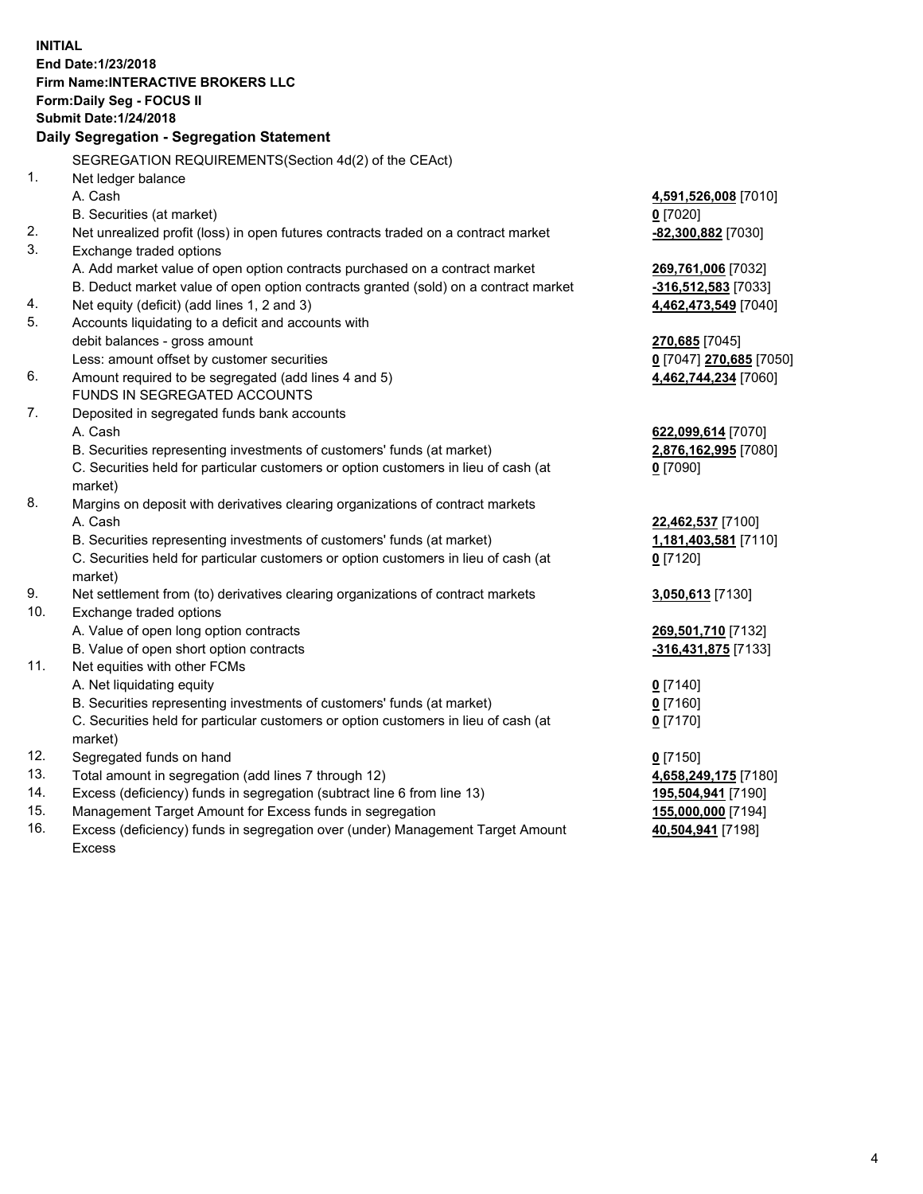**INITIAL**
**End Date:1/23/2018**
**Firm Name:INTERACTIVE BROKERS LLC**
**Form:Daily Seg - FOCUS II**
**Submit Date:1/24/2018**

## Daily Segregation - Segregation Statement

SEGREGATION REQUIREMENTS(Section 4d(2) of the CEAct)

| | | |
|---|---|---|
| 1. | Net ledger balance | |
| | A. Cash | **4,591,526,008** [7010] |
| | B. Securities (at market) | **0** [7020] |
| 2. | Net unrealized profit (loss) in open futures contracts traded on a contract market | **-82,300,882** [7030] |
| 3. | Exchange traded options | |
| | A. Add market value of open option contracts purchased on a contract market | **269,761,006** [7032] |
| | B. Deduct market value of open option contracts granted (sold) on a contract market | **-316,512,583** [7033] |
| 4. | Net equity (deficit) (add lines 1, 2 and 3) | **4,462,473,549** [7040] |
| 5. | Accounts liquidating to a deficit and accounts with | |
| | debit balances - gross amount | **270,685** [7045] |
| | Less: amount offset by customer securities | **0** [7047] **270,685** [7050] |
| 6. | Amount required to be segregated (add lines 4 and 5) | **4,462,744,234** [7060] |
| | FUNDS IN SEGREGATED ACCOUNTS | |
| 7. | Deposited in segregated funds bank accounts | |
| | A. Cash | **622,099,614** [7070] |
| | B. Securities representing investments of customers' funds (at market) | **2,876,162,995** [7080] |
| | C. Securities held for particular customers or option customers in lieu of cash (at market) | **0** [7090] |
| 8. | Margins on deposit with derivatives clearing organizations of contract markets | |
| | A. Cash | **22,462,537** [7100] |
| | B. Securities representing investments of customers' funds (at market) | **1,181,403,581** [7110] |
| | C. Securities held for particular customers or option customers in lieu of cash (at market) | **0** [7120] |
| 9. | Net settlement from (to) derivatives clearing organizations of contract markets | **3,050,613** [7130] |
| 10. | Exchange traded options | |
| | A. Value of open long option contracts | **269,501,710** [7132] |
| | B. Value of open short option contracts | **-316,431,875** [7133] |
| 11. | Net equities with other FCMs | |
| | A. Net liquidating equity | **0** [7140] |
| | B. Securities representing investments of customers' funds (at market) | **0** [7160] |
| | C. Securities held for particular customers or option customers in lieu of cash (at market) | **0** [7170] |
| 12. | Segregated funds on hand | **0** [7150] |
| 13. | Total amount in segregation (add lines 7 through 12) | **4,658,249,175** [7180] |
| 14. | Excess (deficiency) funds in segregation (subtract line 6 from line 13) | **195,504,941** [7190] |
| 15. | Management Target Amount for Excess funds in segregation | **155,000,000** [7194] |
| 16. | Excess (deficiency) funds in segregation over (under) Management Target Amount Excess | **40,504,941** [7198] |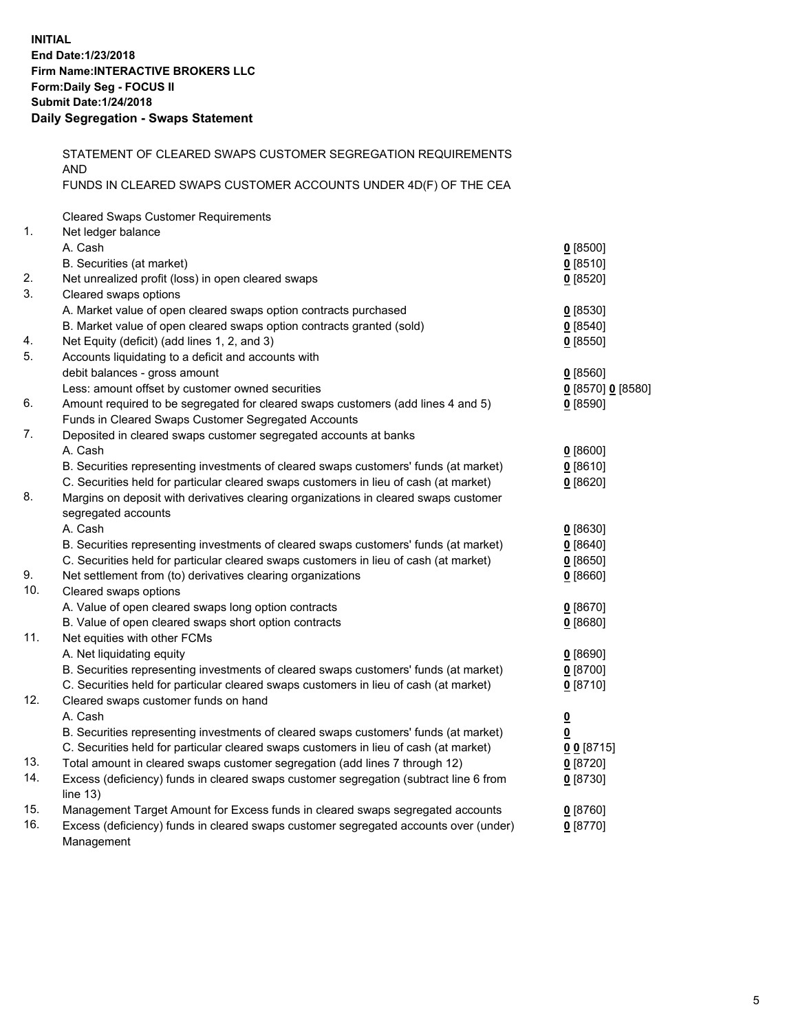**INITIAL**
**End Date:1/23/2018**
**Firm Name:INTERACTIVE BROKERS LLC**
**Form:Daily Seg - FOCUS II**
**Submit Date:1/24/2018**
**Daily Segregation - Swaps Statement**

STATEMENT OF CLEARED SWAPS CUSTOMER SEGREGATION REQUIREMENTS AND FUNDS IN CLEARED SWAPS CUSTOMER ACCOUNTS UNDER 4D(F) OF THE CEA

| | | |
|---|---|---|
| | Cleared Swaps Customer Requirements | |
| 1. | Net ledger balance | |
| | A. Cash | 0 [8500] |
| | B. Securities (at market) | 0 [8510] |
| 2. | Net unrealized profit (loss) in open cleared swaps | 0 [8520] |
| 3. | Cleared swaps options | |
| | A. Market value of open cleared swaps option contracts purchased | 0 [8530] |
| | B. Market value of open cleared swaps option contracts granted (sold) | 0 [8540] |
| 4. | Net Equity (deficit) (add lines 1, 2, and 3) | 0 [8550] |
| 5. | Accounts liquidating to a deficit and accounts with debit balances - gross amount | 0 [8560] |
| | Less: amount offset by customer owned securities | 0 [8570] 0 [8580] |
| 6. | Amount required to be segregated for cleared swaps customers (add lines 4 and 5) | 0 [8590] |
| | Funds in Cleared Swaps Customer Segregated Accounts | |
| 7. | Deposited in cleared swaps customer segregated accounts at banks | |
| | A. Cash | 0 [8600] |
| | B. Securities representing investments of cleared swaps customers' funds (at market) | 0 [8610] |
| | C. Securities held for particular cleared swaps customers in lieu of cash (at market) | 0 [8620] |
| 8. | Margins on deposit with derivatives clearing organizations in cleared swaps customer segregated accounts | |
| | A. Cash | 0 [8630] |
| | B. Securities representing investments of cleared swaps customers' funds (at market) | 0 [8640] |
| | C. Securities held for particular cleared swaps customers in lieu of cash (at market) | 0 [8650] |
| 9. | Net settlement from (to) derivatives clearing organizations | 0 [8660] |
| 10. | Cleared swaps options | |
| | A. Value of open cleared swaps long option contracts | 0 [8670] |
| | B. Value of open cleared swaps short option contracts | 0 [8680] |
| 11. | Net equities with other FCMs | |
| | A. Net liquidating equity | 0 [8690] |
| | B. Securities representing investments of cleared swaps customers' funds (at market) | 0 [8700] |
| | C. Securities held for particular cleared swaps customers in lieu of cash (at market) | 0 [8710] |
| 12. | Cleared swaps customer funds on hand | |
| | A. Cash | 0 |
| | B. Securities representing investments of cleared swaps customers' funds (at market) | 0 |
| | C. Securities held for particular cleared swaps customers in lieu of cash (at market) | 0 0 [8715] |
| 13. | Total amount in cleared swaps customer segregation (add lines 7 through 12) | 0 [8720] |
| 14. | Excess (deficiency) funds in cleared swaps customer segregation (subtract line 6 from line 13) | 0 [8730] |
| 15. | Management Target Amount for Excess funds in cleared swaps segregated accounts | 0 [8760] |
| 16. | Excess (deficiency) funds in cleared swaps customer segregated accounts over (under) Management | 0 [8770] |